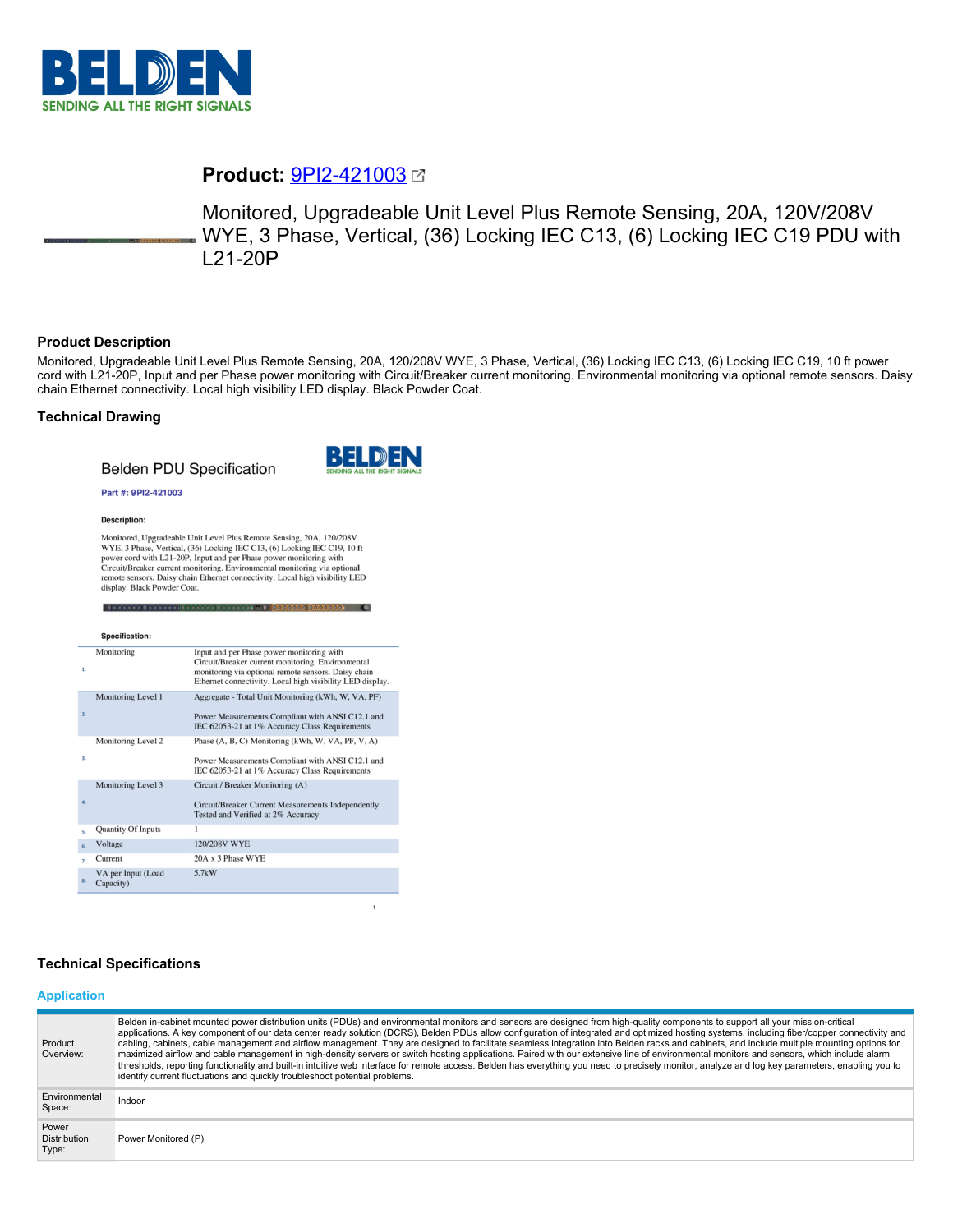# Product: 9PI2-421003

Monitored, Upgradeable Unit Level Plus Remote Sensing, 20A, 120V/208V WYE, 3 Phase, Vertical, (36) Locking IEC C13, (6) Locking IEC C19 PDU with L21-20P

## Product Description

Monitored, Upgradeable Unit Level Plus Remote Sensing, 20A, 120/208V WYE, 3 Phase, Vertical, (36) Locking IEC C13, (6) Locking IEC C19, 10 ft power cord with L21-20P, Input and per Phase power monitoring with Circuit/Breaker current monitoring. Environmental monitoring via optional remote sensors. Daisy chain Ethernet connectivity. Local high visibility LED display. Black Powder Coat.

## Technical Drawing

Belden PDU Specification

Part #: 9PI2-421003

**Description:**

Monitored, Upgradeable Unit Level Plus Remote Sensing, 20A, 120/208V WYE, 3 Phase, Vertical, (36) Locking IEC C13, (6) Locking IEC C19, 10 ft power cord with L21-20P, Input and per Phase power monitoring with Circuit/Breaker current monitoring. Environmental monitoring via optional remote sensors. Daisy chain Ethernet connectivity. Local high visibility LED display. Black Powder Coat.

**Specification:**

| | | |
|---|---|---|
| 1. | Monitoring | Input and per Phase power monitoring with Circuit/Breaker current monitoring. Environmental monitoring via optional remote sensors. Daisy chain Ethernet connectivity. Local high visibility LED display. |
| 2. | Monitoring Level 1 | Aggregate - Total Unit Monitoring (kWh, W, VA, PF)<br><br>Power Measurements Compliant with ANSI C12.1 and IEC 62053-21 at 1% Accuracy Class Requirements |
| 3. | Monitoring Level 2 | Phase (A, B, C) Monitoring (kWh, W, VA, PF, V, A)<br><br>Power Measurements Compliant with ANSI C12.1 and IEC 62053-21 at 1% Accuracy Class Requirements |
| 4. | Monitoring Level 3 | Circuit / Breaker Monitoring (A)<br><br>Circuit/Breaker Current Measurements Independently Tested and Verified at 2% Accuracy |
| 5. | Quantity Of Inputs | 1 |
| 6. | Voltage | 120/208V WYE |
| 7. | Current | 20A x 3 Phase WYE |
| 8. | VA per Input (Load Capacity) | 5.7kW |

## Technical Specifications

### Application

| | |
|---|---|
| Product Overview: | Belden in-cabinet mounted power distribution units (PDUs) and environmental monitors and sensors are designed from high-quality components to support all your mission-critical applications. A key component of our data center ready solution (DCRS), Belden PDUs allow configuration of integrated and optimized hosting systems, including fiber/copper connectivity and cabling, cabinets, cable management and airflow management. They are designed to facilitate seamless integration into Belden racks and cabinets, and include multiple mounting options for maximized airflow and cable management in high-density servers or switch hosting applications. Paired with our extensive line of environmental monitors and sensors, which include alarm thresholds, reporting functionality and built-in intuitive web interface for remote access. Belden has everything you need to precisely monitor, analyze and log key parameters, enabling you to identify current fluctuations and quickly troubleshoot potential problems. |
| Environmental Space: | Indoor |
| Power Distribution Type: | Power Monitored (P) |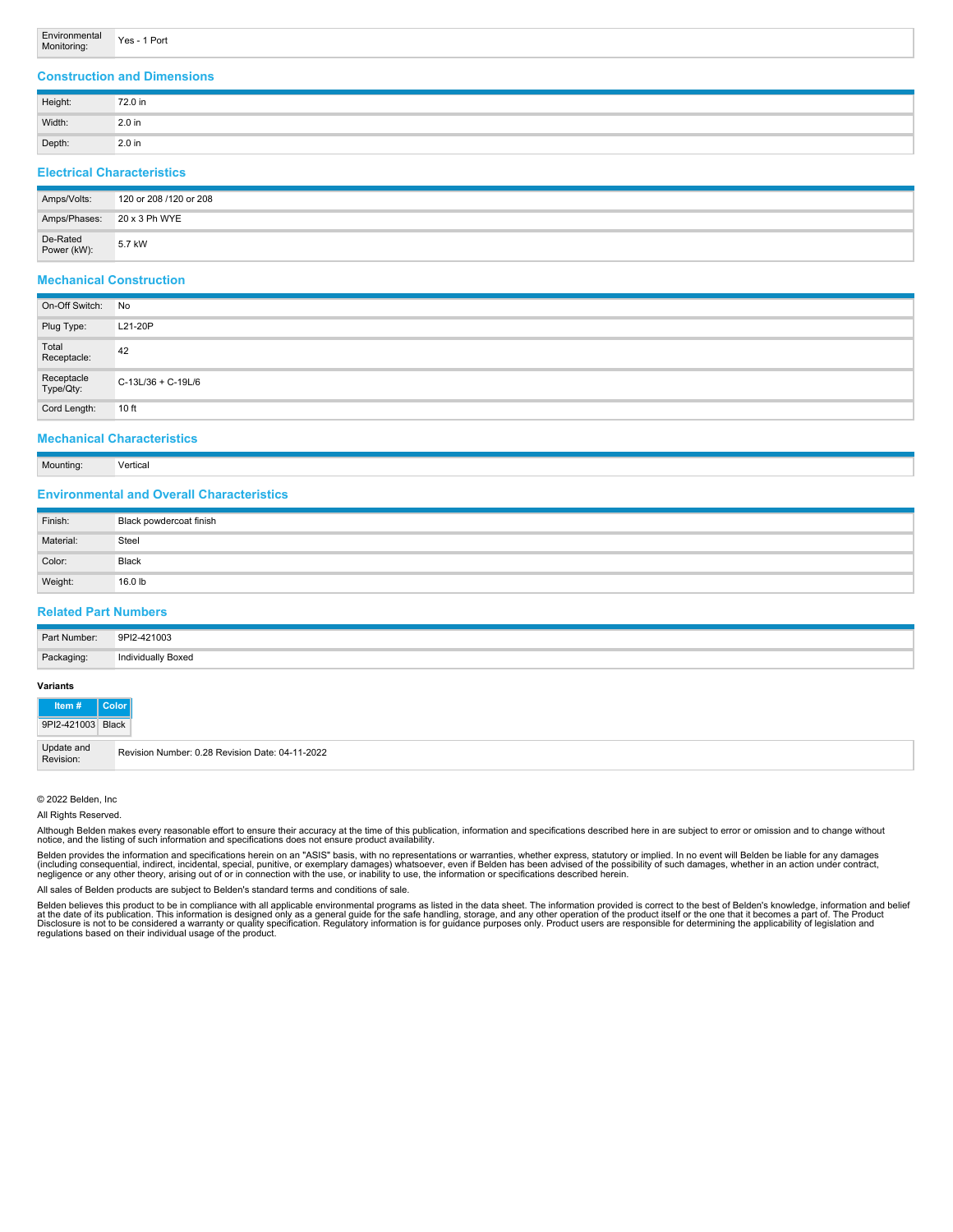| | |
|---|---|
| Environmental Monitoring: | Yes - 1 Port |

## Construction and Dimensions

| | |
|---|---|
| Height: | 72.0 in |
| Width: | 2.0 in |
| Depth: | 2.0 in |

## Electrical Characteristics

| | |
|---|---|
| Amps/Volts: | 120 or 208 /120 or 208 |
| Amps/Phases: | 20 x 3 Ph WYE |
| De-Rated Power (kW): | 5.7 kW |

## Mechanical Construction

| | |
|---|---|
| On-Off Switch: | No |
| Plug Type: | L21-20P |
| Total Receptacle: | 42 |
| Receptacle Type/Qty: | C-13L/36 + C-19L/6 |
| Cord Length: | 10 ft |

## Mechanical Characteristics

| | |
|---|---|
| Mounting: | Vertical |

## Environmental and Overall Characteristics

| | |
|---|---|
| Finish: | Black powdercoat finish |
| Material: | Steel |
| Color: | Black |
| Weight: | 16.0 lb |

## Related Part Numbers

| | |
|---|---|
| Part Number: | 9PI2-421003 |
| Packaging: | Individually Boxed |

**Variants**

| Item # | Color |
|---|---|
| 9PI2-421003 | Black |

| | |
|---|---|
| Update and Revision: | Revision Number: 0.28 Revision Date: 04-11-2022 |

© 2022 Belden, Inc

All Rights Reserved.

Although Belden makes every reasonable effort to ensure their accuracy at the time of this publication, information and specifications described here in are subject to error or omission and to change without notice, and the listing of such information and specifications does not ensure product availability.

Belden provides the information and specifications herein on an "ASIS" basis, with no representations or warranties, whether express, statutory or implied. In no event will Belden be liable for any damages (including consequential, indirect, incidental, special, punitive, or exemplary damages) whatsoever, even if Belden has been advised of the possibility of such damages, whether in an action under contract, negligence or any other theory, arising out of or in connection with the use, or inability to use, the information or specifications described herein.

All sales of Belden products are subject to Belden's standard terms and conditions of sale.

Belden believes this product to be in compliance with all applicable environmental programs as listed in the data sheet. The information provided is correct to the best of Belden's knowledge, information and belief at the date of its publication. This information is designed only as a general guide for the safe handling, storage, and any other operation of the product itself or the one that it becomes a part of. The Product Disclosure is not to be considered a warranty or quality specification. Regulatory information is for guidance purposes only. Product users are responsible for determining the applicability of legislation and regulations based on their individual usage of the product.